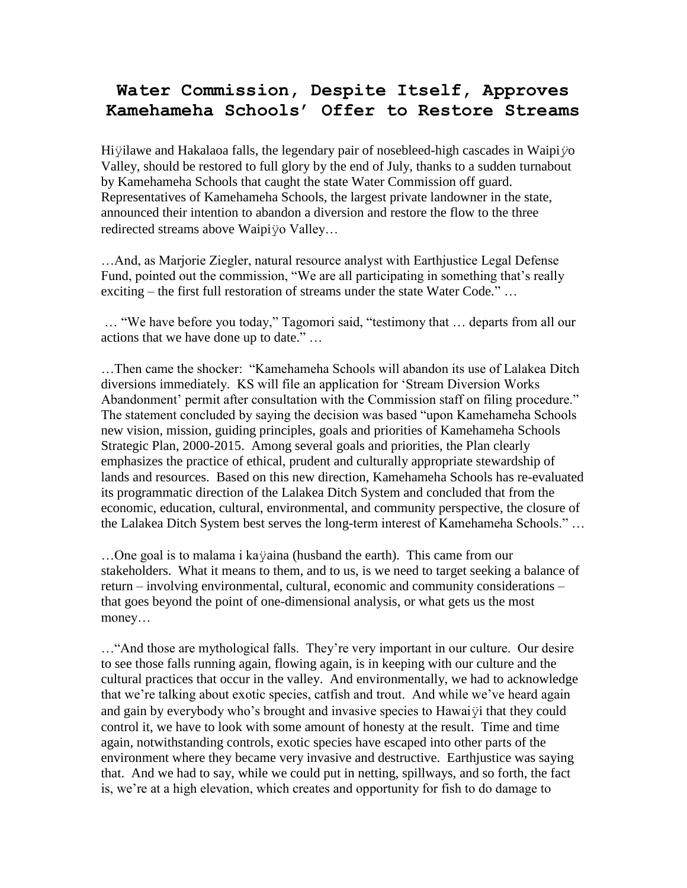# Water Commission, Despite Itself, Approves Kamehameha Schools' Offer to Restore Streams

Hiÿilawe and Hakalaoa falls, the legendary pair of nosebleed-high cascades in Waipiÿo Valley, should be restored to full glory by the end of July, thanks to a sudden turnabout by Kamehameha Schools that caught the state Water Commission off guard. Representatives of Kamehameha Schools, the largest private landowner in the state, announced their intention to abandon a diversion and restore the flow to the three redirected streams above Waipiÿo Valley…

…And, as Marjorie Ziegler, natural resource analyst with Earthjustice Legal Defense Fund, pointed out the commission, "We are all participating in something that's really exciting – the first full restoration of streams under the state Water Code." …

… "We have before you today," Tagomori said, "testimony that … departs from all our actions that we have done up to date." …

…Then came the shocker: "Kamehameha Schools will abandon its use of Lalakea Ditch diversions immediately. KS will file an application for 'Stream Diversion Works Abandonment' permit after consultation with the Commission staff on filing procedure." The statement concluded by saying the decision was based "upon Kamehameha Schools new vision, mission, guiding principles, goals and priorities of Kamehameha Schools Strategic Plan, 2000-2015. Among several goals and priorities, the Plan clearly emphasizes the practice of ethical, prudent and culturally appropriate stewardship of lands and resources. Based on this new direction, Kamehameha Schools has re-evaluated its programmatic direction of the Lalakea Ditch System and concluded that from the economic, education, cultural, environmental, and community perspective, the closure of the Lalakea Ditch System best serves the long-term interest of Kamehameha Schools." …

…One goal is to malama i kaÿaina (husband the earth). This came from our stakeholders. What it means to them, and to us, is we need to target seeking a balance of return – involving environmental, cultural, economic and community considerations – that goes beyond the point of one-dimensional analysis, or what gets us the most money…

…"And those are mythological falls. They're very important in our culture. Our desire to see those falls running again, flowing again, is in keeping with our culture and the cultural practices that occur in the valley. And environmentally, we had to acknowledge that we're talking about exotic species, catfish and trout. And while we've heard again and gain by everybody who's brought and invasive species to Hawaiÿi that they could control it, we have to look with some amount of honesty at the result. Time and time again, notwithstanding controls, exotic species have escaped into other parts of the environment where they became very invasive and destructive. Earthjustice was saying that. And we had to say, while we could put in netting, spillways, and so forth, the fact is, we're at a high elevation, which creates and opportunity for fish to do damage to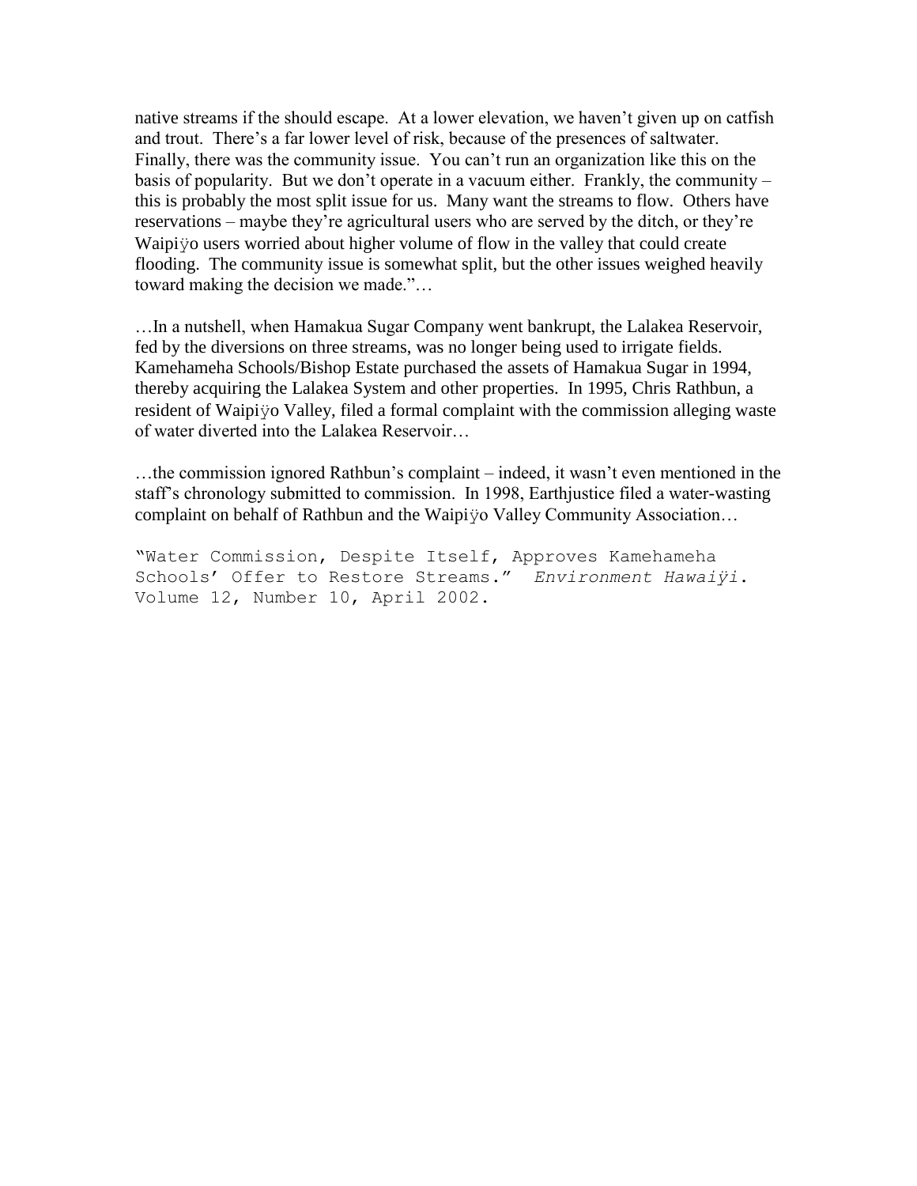native streams if the should escape. At a lower elevation, we haven't given up on catfish and trout. There's a far lower level of risk, because of the presences of saltwater. Finally, there was the community issue. You can't run an organization like this on the basis of popularity. But we don't operate in a vacuum either. Frankly, the community – this is probably the most split issue for us. Many want the streams to flow. Others have reservations – maybe they're agricultural users who are served by the ditch, or they're Waipiÿo users worried about higher volume of flow in the valley that could create flooding. The community issue is somewhat split, but the other issues weighed heavily toward making the decision we made."…

…In a nutshell, when Hamakua Sugar Company went bankrupt, the Lalakea Reservoir, fed by the diversions on three streams, was no longer being used to irrigate fields. Kamehameha Schools/Bishop Estate purchased the assets of Hamakua Sugar in 1994, thereby acquiring the Lalakea System and other properties. In 1995, Chris Rathbun, a resident of Waipiÿo Valley, filed a formal complaint with the commission alleging waste of water diverted into the Lalakea Reservoir…

…the commission ignored Rathbun's complaint – indeed, it wasn't even mentioned in the staff's chronology submitted to commission. In 1998, Earthjustice filed a water-wasting complaint on behalf of Rathbun and the Waipiÿo Valley Community Association…

"Water Commission, Despite Itself, Approves Kamehameha Schools' Offer to Restore Streams." *Environment Hawaiÿi*. Volume 12, Number 10, April 2002.